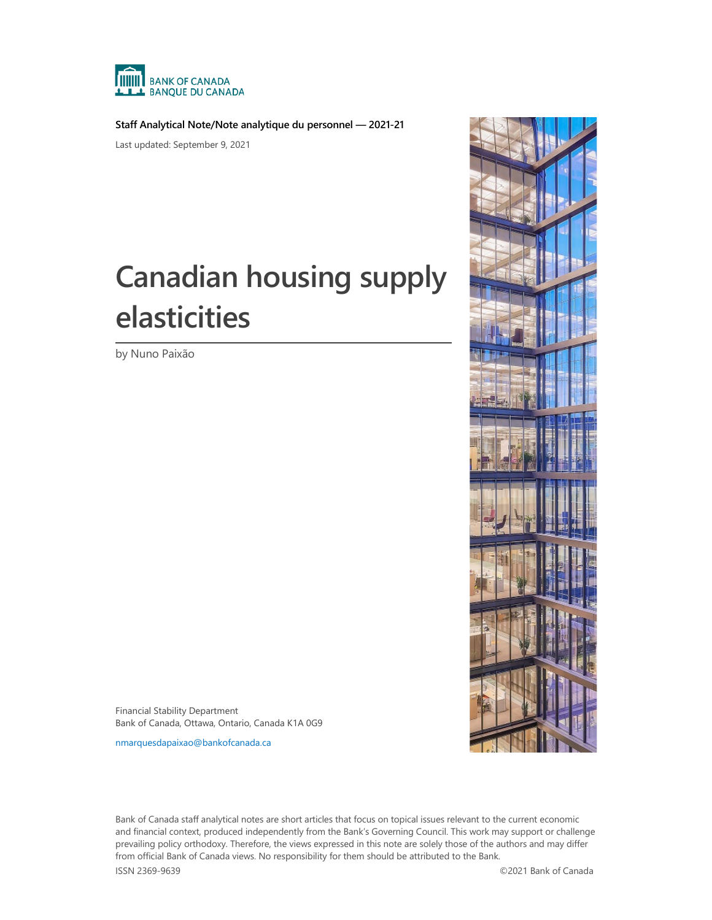BANK OF CANADA
BANQUE DU CANADA

**Staff Analytical Note/Note analytique du personnel — 2021-21**

Last updated: September 9, 2021

# Canadian housing supply elasticities

by Nuno Paixão

Financial Stability Department
Bank of Canada, Ottawa, Ontario, Canada K1A 0G9

nmarquesdapaixao@bankofcanada.ca

Bank of Canada staff analytical notes are short articles that focus on topical issues relevant to the current economic and financial context, produced independently from the Bank's Governing Council. This work may support or challenge prevailing policy orthodoxy. Therefore, the views expressed in this note are solely those of the authors and may differ from official Bank of Canada views. No responsibility for them should be attributed to the Bank.

ISSN 2369-9639 ©2021 Bank of Canada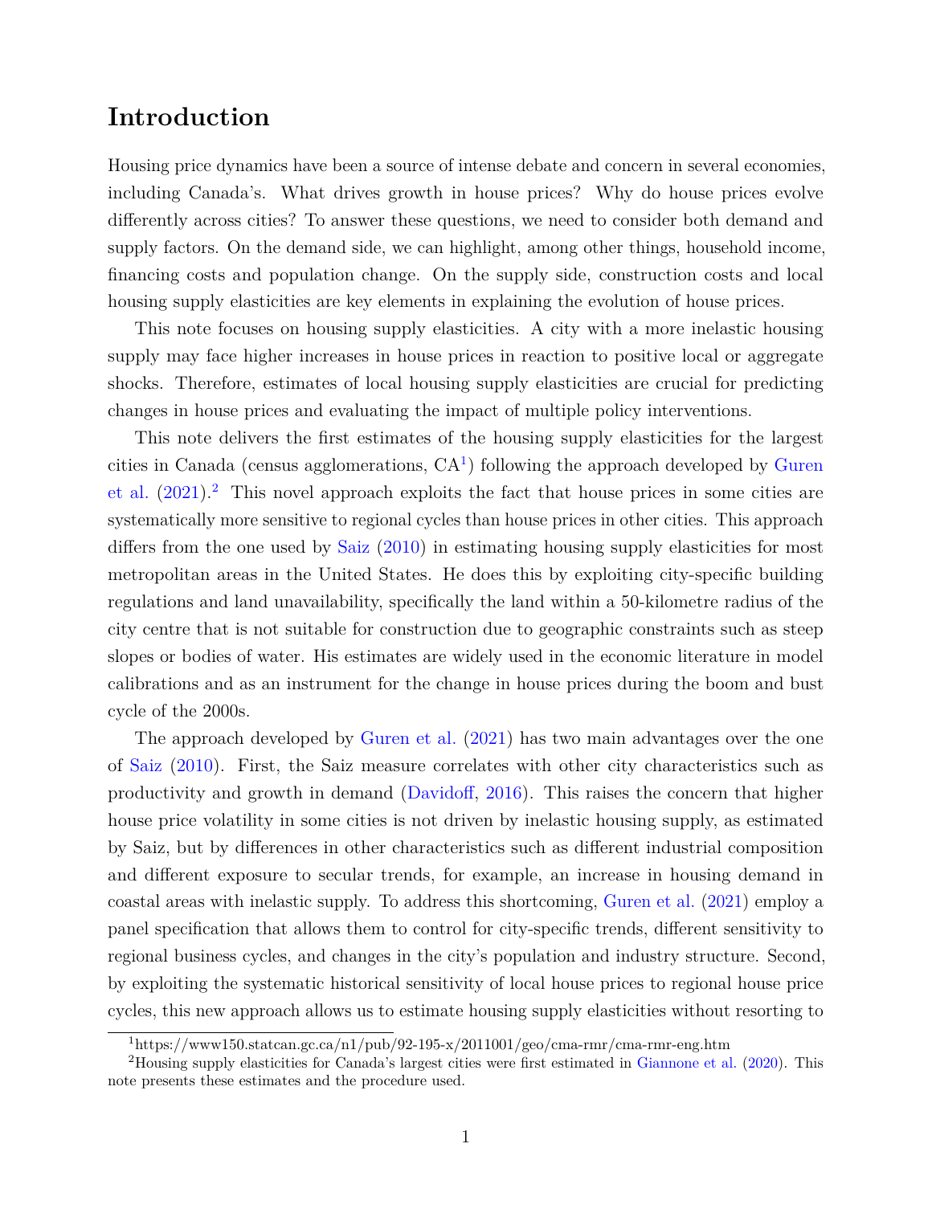# Introduction

Housing price dynamics have been a source of intense debate and concern in several economies, including Canada's. What drives growth in house prices? Why do house prices evolve differently across cities? To answer these questions, we need to consider both demand and supply factors. On the demand side, we can highlight, among other things, household income, financing costs and population change. On the supply side, construction costs and local housing supply elasticities are key elements in explaining the evolution of house prices.

This note focuses on housing supply elasticities. A city with a more inelastic housing supply may face higher increases in house prices in reaction to positive local or aggregate shocks. Therefore, estimates of local housing supply elasticities are crucial for predicting changes in house prices and evaluating the impact of multiple policy interventions.

This note delivers the first estimates of the housing supply elasticities for the largest cities in Canada (census agglomerations, CA[1]) following the approach developed by Guren et al. (2021).[2] This novel approach exploits the fact that house prices in some cities are systematically more sensitive to regional cycles than house prices in other cities. This approach differs from the one used by Saiz (2010) in estimating housing supply elasticities for most metropolitan areas in the United States. He does this by exploiting city-specific building regulations and land unavailability, specifically the land within a 50-kilometre radius of the city centre that is not suitable for construction due to geographic constraints such as steep slopes or bodies of water. His estimates are widely used in the economic literature in model calibrations and as an instrument for the change in house prices during the boom and bust cycle of the 2000s.

The approach developed by Guren et al. (2021) has two main advantages over the one of Saiz (2010). First, the Saiz measure correlates with other city characteristics such as productivity and growth in demand (Davidoff, 2016). This raises the concern that higher house price volatility in some cities is not driven by inelastic housing supply, as estimated by Saiz, but by differences in other characteristics such as different industrial composition and different exposure to secular trends, for example, an increase in housing demand in coastal areas with inelastic supply. To address this shortcoming, Guren et al. (2021) employ a panel specification that allows them to control for city-specific trends, different sensitivity to regional business cycles, and changes in the city's population and industry structure. Second, by exploiting the systematic historical sensitivity of local house prices to regional house price cycles, this new approach allows us to estimate housing supply elasticities without resorting to

[1] https://www150.statcan.gc.ca/n1/pub/92-195-x/2011001/geo/cma-rmr/cma-rmr-eng.htm

[2] Housing supply elasticities for Canada's largest cities were first estimated in Giannone et al. (2020). This note presents these estimates and the procedure used.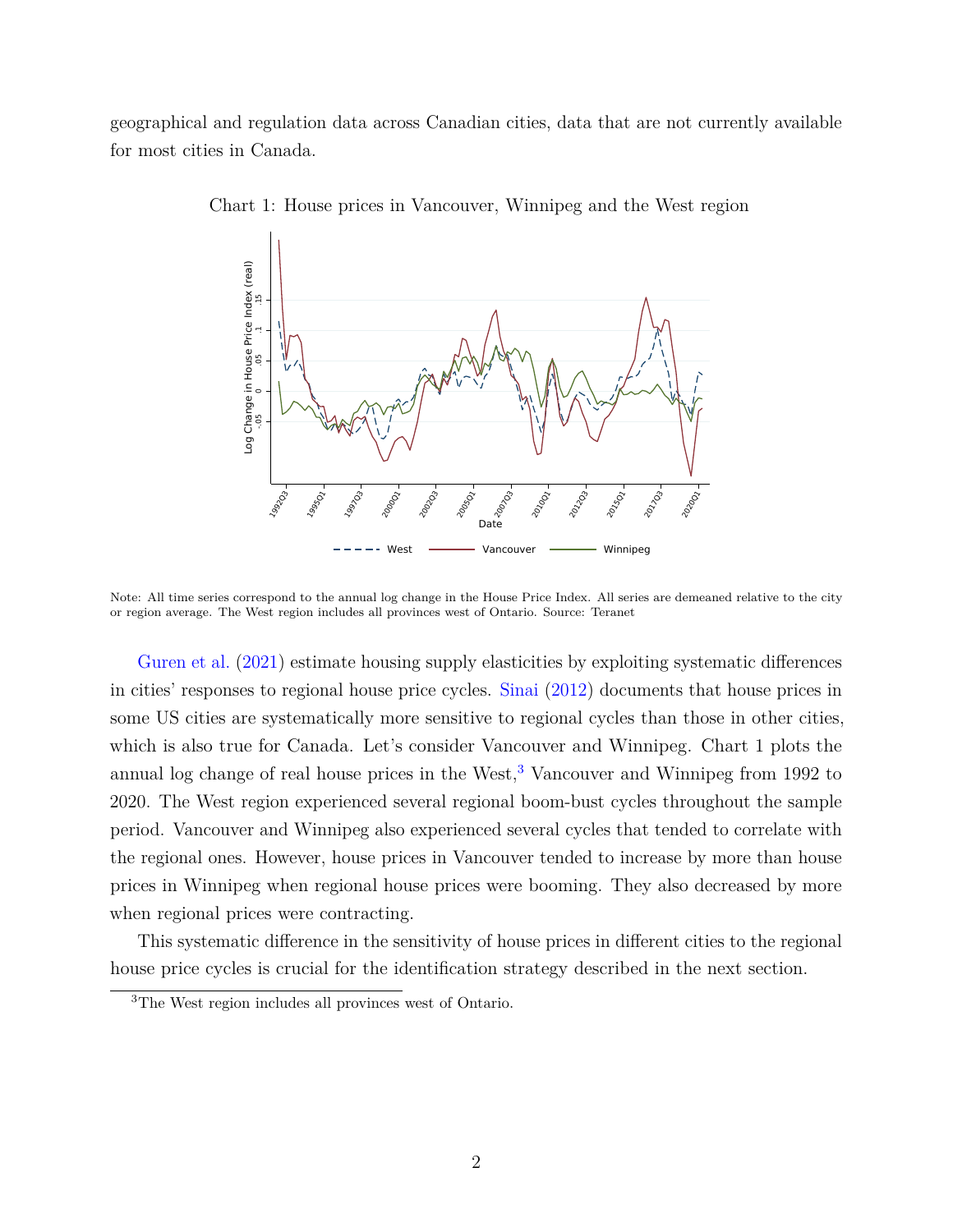geographical and regulation data across Canadian cities, data that are not currently available for most cities in Canada.

Chart 1: House prices in Vancouver, Winnipeg and the West region

Note: All time series correspond to the annual log change in the House Price Index. All series are demeaned relative to the city or region average. The West region includes all provinces west of Ontario. Source: Teranet

Guren et al. (2021) estimate housing supply elasticities by exploiting systematic differences in cities' responses to regional house price cycles. Sinai (2012) documents that house prices in some US cities are systematically more sensitive to regional cycles than those in other cities, which is also true for Canada. Let's consider Vancouver and Winnipeg. Chart 1 plots the annual log change of real house prices in the West,[3] Vancouver and Winnipeg from 1992 to 2020. The West region experienced several regional boom-bust cycles throughout the sample period. Vancouver and Winnipeg also experienced several cycles that tended to correlate with the regional ones. However, house prices in Vancouver tended to increase by more than house prices in Winnipeg when regional house prices were booming. They also decreased by more when regional prices were contracting.

This systematic difference in the sensitivity of house prices in different cities to the regional house price cycles is crucial for the identification strategy described in the next section.

[3] The West region includes all provinces west of Ontario.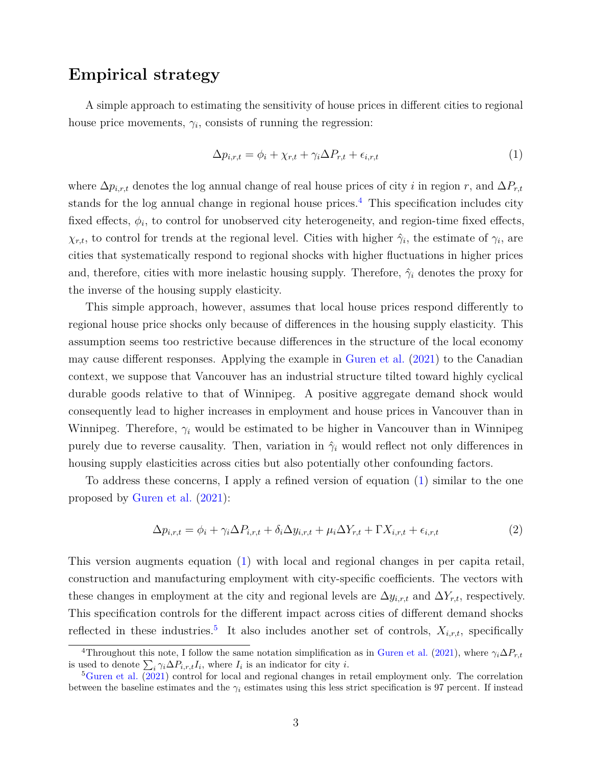## Empirical strategy

A simple approach to estimating the sensitivity of house prices in different cities to regional house price movements, $\gamma_i$, consists of running the regression:

$$\Delta p_{i,r,t} = \phi_i + \chi_{r,t} + \gamma_i \Delta P_{r,t} + \epsilon_{i,r,t} \tag{1}$$

where $\Delta p_{i,r,t}$ denotes the log annual change of real house prices of city $i$ in region $r$, and $\Delta P_{r,t}$ stands for the log annual change in regional house prices.[4] This specification includes city fixed effects, $\phi_i$, to control for unobserved city heterogeneity, and region-time fixed effects, $\chi_{r,t}$, to control for trends at the regional level. Cities with higher $\hat{\gamma}_i$, the estimate of $\gamma_i$, are cities that systematically respond to regional shocks with higher fluctuations in higher prices and, therefore, cities with more inelastic housing supply. Therefore, $\hat{\gamma}_i$ denotes the proxy for the inverse of the housing supply elasticity.

This simple approach, however, assumes that local house prices respond differently to regional house price shocks only because of differences in the housing supply elasticity. This assumption seems too restrictive because differences in the structure of the local economy may cause different responses. Applying the example in Guren et al. (2021) to the Canadian context, we suppose that Vancouver has an industrial structure tilted toward highly cyclical durable goods relative to that of Winnipeg. A positive aggregate demand shock would consequently lead to higher increases in employment and house prices in Vancouver than in Winnipeg. Therefore, $\gamma_i$ would be estimated to be higher in Vancouver than in Winnipeg purely due to reverse causality. Then, variation in $\hat{\gamma}_i$ would reflect not only differences in housing supply elasticities across cities but also potentially other confounding factors.

To address these concerns, I apply a refined version of equation (1) similar to the one proposed by Guren et al. (2021):

$$\Delta p_{i,r,t} = \phi_i + \gamma_i \Delta P_{i,r,t} + \delta_i \Delta y_{i,r,t} + \mu_i \Delta Y_{r,t} + \Gamma X_{i,r,t} + \epsilon_{i,r,t} \tag{2}$$

This version augments equation (1) with local and regional changes in per capita retail, construction and manufacturing employment with city-specific coefficients. The vectors with these changes in employment at the city and regional levels are $\Delta y_{i,r,t}$ and $\Delta Y_{r,t}$, respectively. This specification controls for the different impact across cities of different demand shocks reflected in these industries.[5] It also includes another set of controls, $X_{i,r,t}$, specifically

[4] Throughout this note, I follow the same notation simplification as in Guren et al. (2021), where $\gamma_i \Delta P_{r,t}$ is used to denote $\sum_i \gamma_i \Delta P_{i,r,t} I_i$, where $I_i$ is an indicator for city $i$.

[5] Guren et al. (2021) control for local and regional changes in retail employment only. The correlation between the baseline estimates and the $\gamma_i$ estimates using this less strict specification is 97 percent. If instead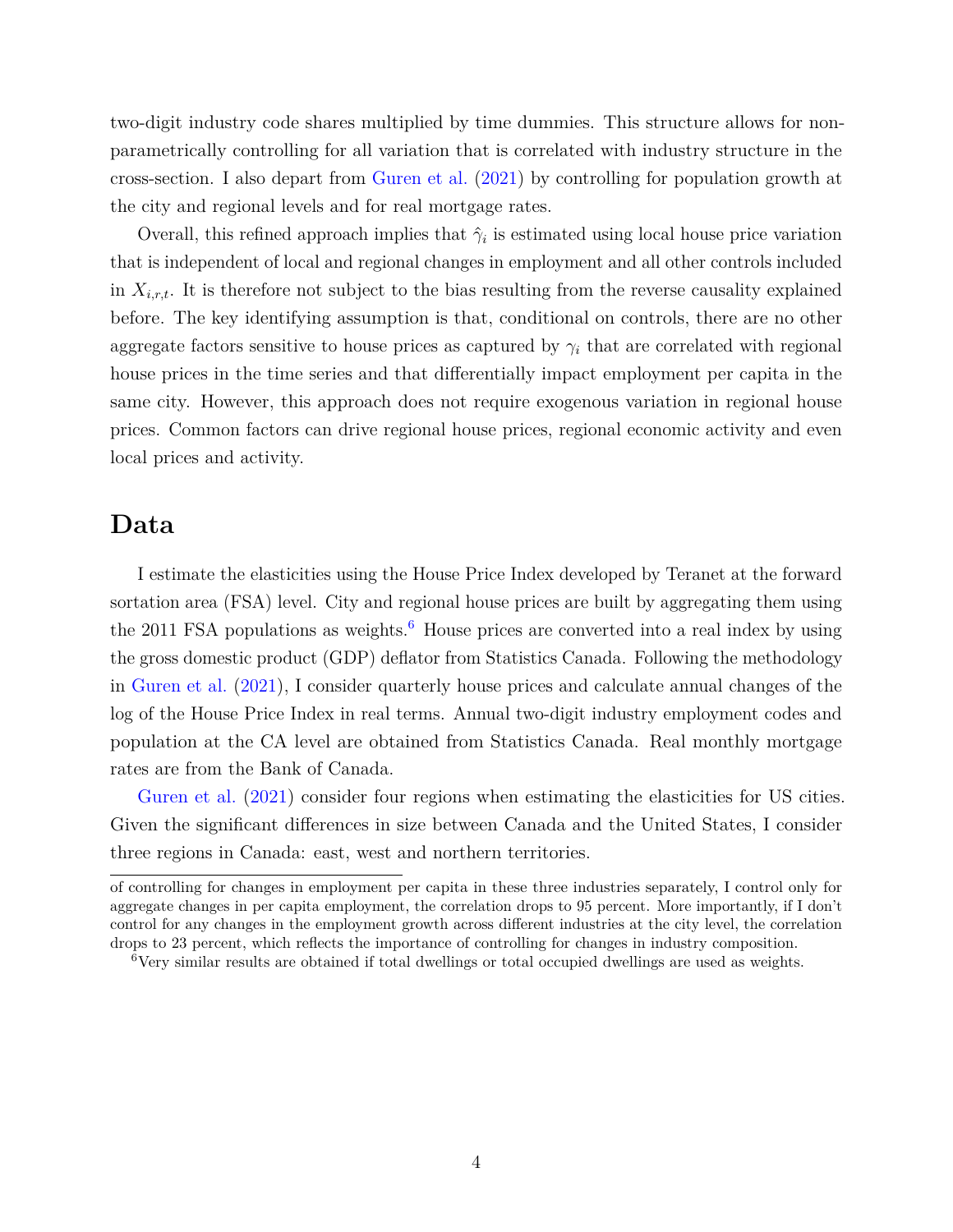two-digit industry code shares multiplied by time dummies. This structure allows for non-parametrically controlling for all variation that is correlated with industry structure in the cross-section. I also depart from Guren et al. (2021) by controlling for population growth at the city and regional levels and for real mortgage rates.

Overall, this refined approach implies that $\hat{\gamma}_i$ is estimated using local house price variation that is independent of local and regional changes in employment and all other controls included in $X_{i,r,t}$. It is therefore not subject to the bias resulting from the reverse causality explained before. The key identifying assumption is that, conditional on controls, there are no other aggregate factors sensitive to house prices as captured by $\gamma_i$ that are correlated with regional house prices in the time series and that differentially impact employment per capita in the same city. However, this approach does not require exogenous variation in regional house prices. Common factors can drive regional house prices, regional economic activity and even local prices and activity.

## Data

I estimate the elasticities using the House Price Index developed by Teranet at the forward sortation area (FSA) level. City and regional house prices are built by aggregating them using the 2011 FSA populations as weights.[6] House prices are converted into a real index by using the gross domestic product (GDP) deflator from Statistics Canada. Following the methodology in Guren et al. (2021), I consider quarterly house prices and calculate annual changes of the log of the House Price Index in real terms. Annual two-digit industry employment codes and population at the CA level are obtained from Statistics Canada. Real monthly mortgage rates are from the Bank of Canada.

Guren et al. (2021) consider four regions when estimating the elasticities for US cities. Given the significant differences in size between Canada and the United States, I consider three regions in Canada: east, west and northern territories.

---

of controlling for changes in employment per capita in these three industries separately, I control only for aggregate changes in per capita employment, the correlation drops to 95 percent. More importantly, if I don't control for any changes in the employment growth across different industries at the city level, the correlation drops to 23 percent, which reflects the importance of controlling for changes in industry composition.

[6] Very similar results are obtained if total dwellings or total occupied dwellings are used as weights.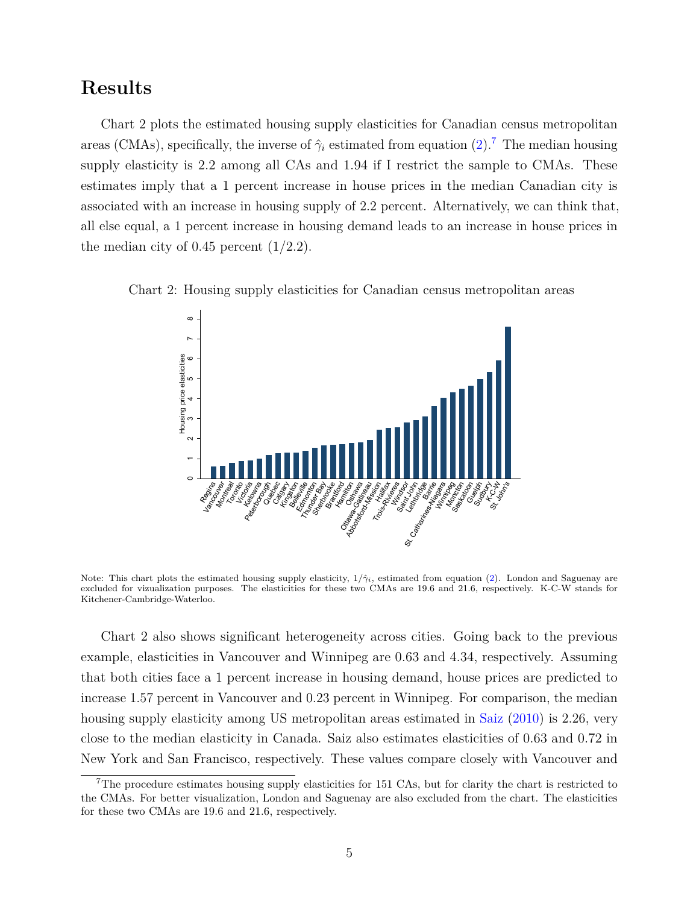## Results

Chart 2 plots the estimated housing supply elasticities for Canadian census metropolitan areas (CMAs), specifically, the inverse of $\hat{\gamma}_i$ estimated from equation (2).[7] The median housing supply elasticity is 2.2 among all CAs and 1.94 if I restrict the sample to CMAs. These estimates imply that a 1 percent increase in house prices in the median Canadian city is associated with an increase in housing supply of 2.2 percent. Alternatively, we can think that, all else equal, a 1 percent increase in housing demand leads to an increase in house prices in the median city of 0.45 percent (1/2.2).

Chart 2: Housing supply elasticities for Canadian census metropolitan areas

Note: This chart plots the estimated housing supply elasticity, $1/\hat{\gamma}_i$, estimated from equation (2). London and Saguenay are excluded for vizualization purposes. The elasticities for these two CMAs are 19.6 and 21.6, respectively. K-C-W stands for Kitchener-Cambridge-Waterloo.

Chart 2 also shows significant heterogeneity across cities. Going back to the previous example, elasticities in Vancouver and Winnipeg are 0.63 and 4.34, respectively. Assuming that both cities face a 1 percent increase in housing demand, house prices are predicted to increase 1.57 percent in Vancouver and 0.23 percent in Winnipeg. For comparison, the median housing supply elasticity among US metropolitan areas estimated in Saiz (2010) is 2.26, very close to the median elasticity in Canada. Saiz also estimates elasticities of 0.63 and 0.72 in New York and San Francisco, respectively. These values compare closely with Vancouver and

[7] The procedure estimates housing supply elasticities for 151 CAs, but for clarity the chart is restricted to the CMAs. For better visualization, London and Saguenay are also excluded from the chart. The elasticities for these two CMAs are 19.6 and 21.6, respectively.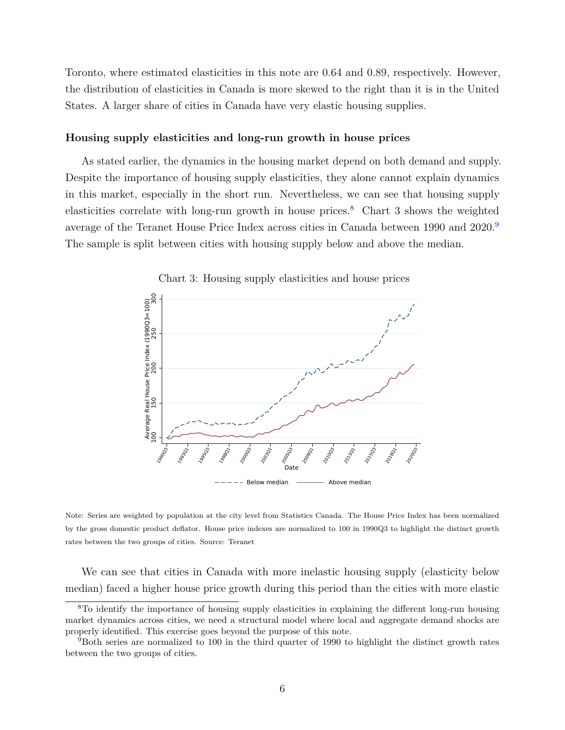Toronto, where estimated elasticities in this note are 0.64 and 0.89, respectively. However, the distribution of elasticities in Canada is more skewed to the right than it is in the United States. A larger share of cities in Canada have very elastic housing supplies.

### Housing supply elasticities and long-run growth in house prices

As stated earlier, the dynamics in the housing market depend on both demand and supply. Despite the importance of housing supply elasticities, they alone cannot explain dynamics in this market, especially in the short run. Nevertheless, we can see that housing supply elasticities correlate with long-run growth in house prices.[8] Chart 3 shows the weighted average of the Teranet House Price Index across cities in Canada between 1990 and 2020.[9] The sample is split between cities with housing supply below and above the median.

Chart 3: Housing supply elasticities and house prices

Note: Series are weighted by population at the city level from Statistics Canada. The House Price Index has been normalized by the gross domestic product deflator. House price indexes are normalized to 100 in 1990Q3 to highlight the distinct growth rates between the two groups of cities. Source: Teranet

We can see that cities in Canada with more inelastic housing supply (elasticity below median) faced a higher house price growth during this period than the cities with more elastic

[8] To identify the importance of housing supply elasticities in explaining the different long-run housing market dynamics across cities, we need a structural model where local and aggregate demand shocks are properly identified. This exercise goes beyond the purpose of this note.

[9] Both series are normalized to 100 in the third quarter of 1990 to highlight the distinct growth rates between the two groups of cities.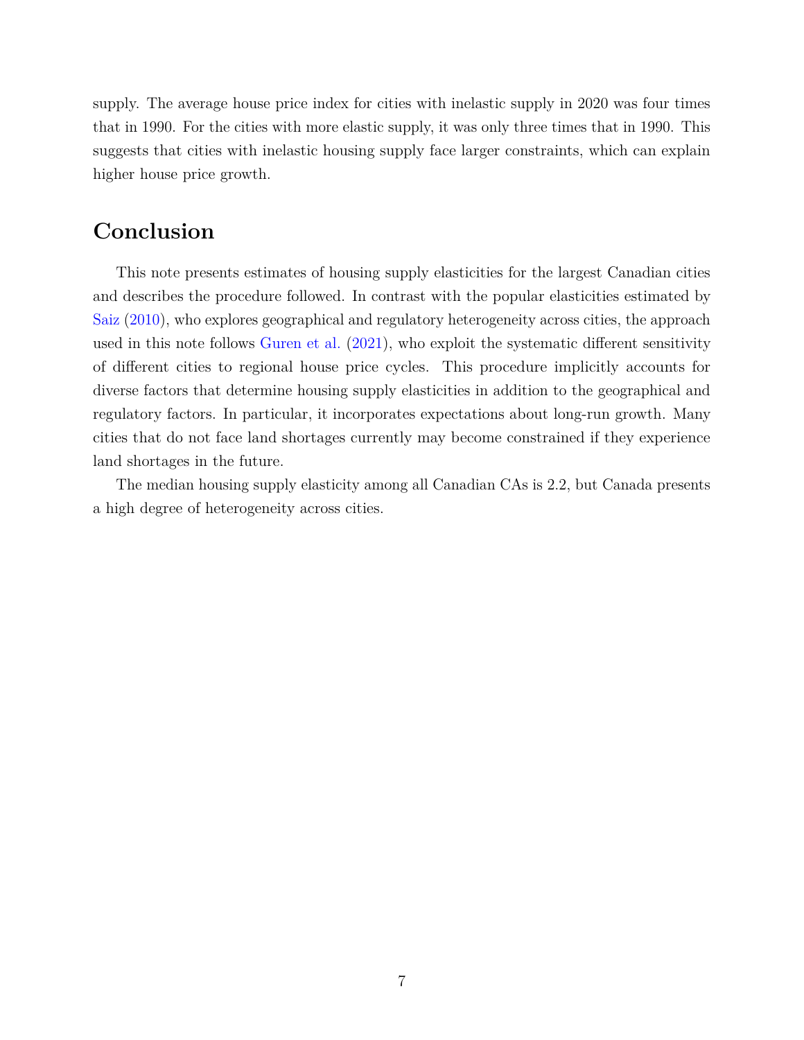supply. The average house price index for cities with inelastic supply in 2020 was four times that in 1990. For the cities with more elastic supply, it was only three times that in 1990. This suggests that cities with inelastic housing supply face larger constraints, which can explain higher house price growth.

# Conclusion

This note presents estimates of housing supply elasticities for the largest Canadian cities and describes the procedure followed. In contrast with the popular elasticities estimated by Saiz (2010), who explores geographical and regulatory heterogeneity across cities, the approach used in this note follows Guren et al. (2021), who exploit the systematic different sensitivity of different cities to regional house price cycles. This procedure implicitly accounts for diverse factors that determine housing supply elasticities in addition to the geographical and regulatory factors. In particular, it incorporates expectations about long-run growth. Many cities that do not face land shortages currently may become constrained if they experience land shortages in the future.

The median housing supply elasticity among all Canadian CAs is 2.2, but Canada presents a high degree of heterogeneity across cities.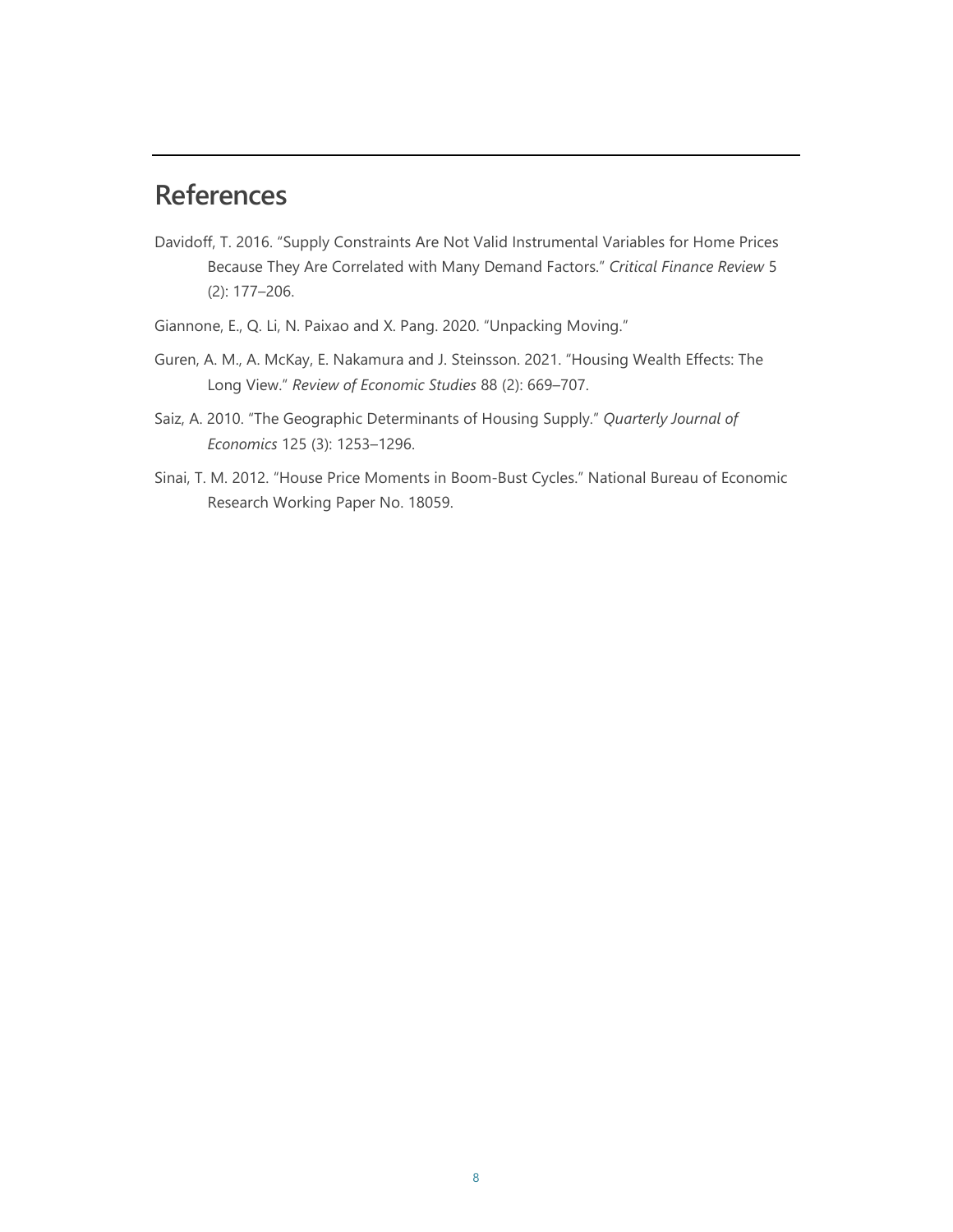# References

Davidoff, T. 2016. "Supply Constraints Are Not Valid Instrumental Variables for Home Prices Because They Are Correlated with Many Demand Factors." *Critical Finance Review* 5 (2): 177–206.

Giannone, E., Q. Li, N. Paixao and X. Pang. 2020. "Unpacking Moving."

Guren, A. M., A. McKay, E. Nakamura and J. Steinsson. 2021. "Housing Wealth Effects: The Long View." *Review of Economic Studies* 88 (2): 669–707.

Saiz, A. 2010. "The Geographic Determinants of Housing Supply." *Quarterly Journal of Economics* 125 (3): 1253–1296.

Sinai, T. M. 2012. "House Price Moments in Boom-Bust Cycles." National Bureau of Economic Research Working Paper No. 18059.